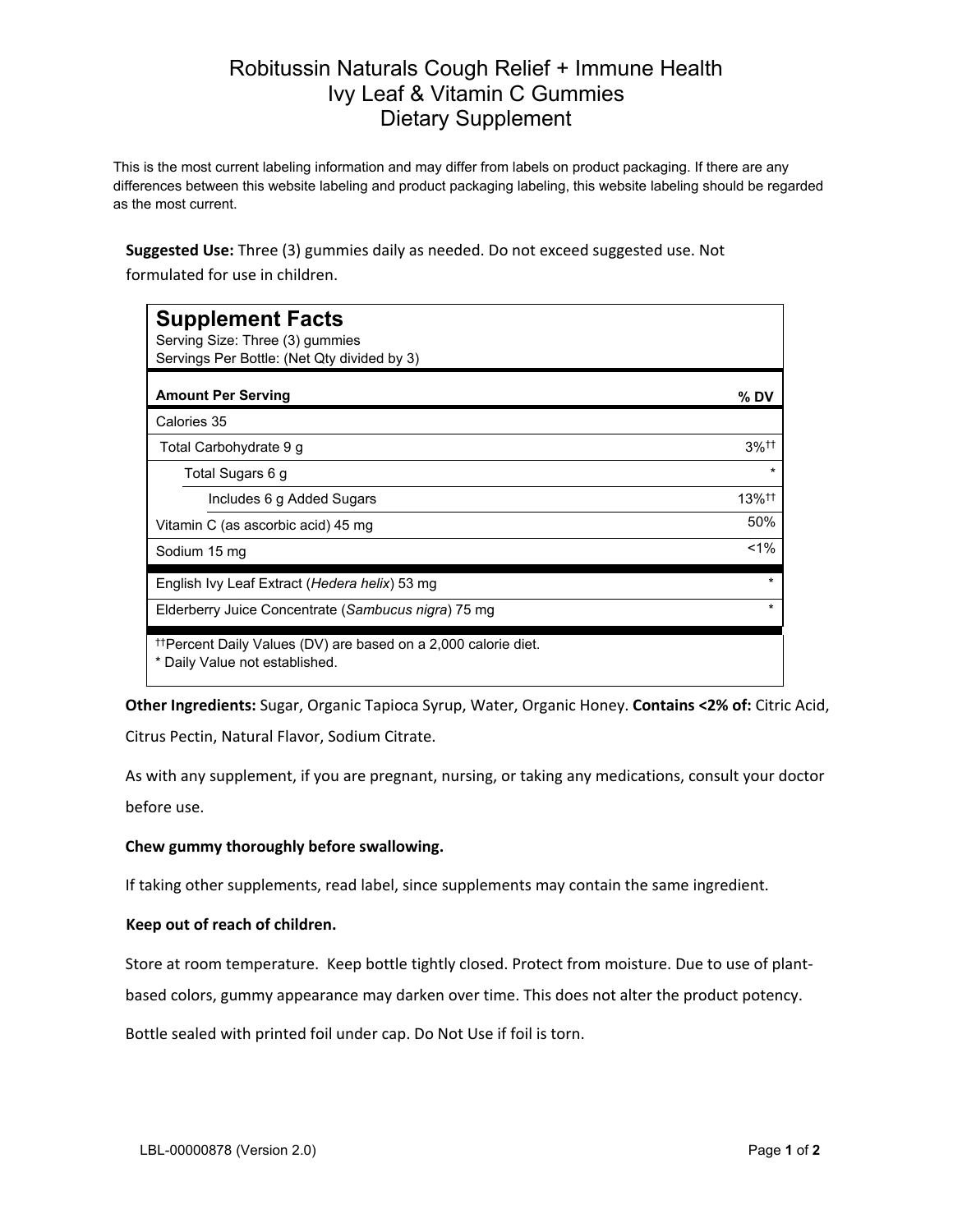# Robitussin Naturals Cough Relief + Immune Health
## Ivy Leaf & Vitamin C Gummies
## Dietary Supplement

This is the most current labeling information and may differ from labels on product packaging. If there are any differences between this website labeling and product packaging labeling, this website labeling should be regarded as the most current.

**Suggested Use:** Three (3) gummies daily as needed. Do not exceed suggested use. Not formulated for use in children.

**Supplement Facts**
Serving Size: Three (3) gummies
Servings Per Bottle: (Net Qty divided by 3)

| Amount Per Serving | % DV |
|---|---|
| Calories 35 | |
| Total Carbohydrate 9 g | 3%†† |
| Total Sugars 6 g | * |
| Includes 6 g Added Sugars | 13%†† |
| Vitamin C (as ascorbic acid) 45 mg | 50% |
| Sodium 15 mg | <1% |
| English Ivy Leaf Extract (*Hedera helix*) 53 mg | * |
| Elderberry Juice Concentrate (*Sambucus nigra*) 75 mg | * |

††Percent Daily Values (DV) are based on a 2,000 calorie diet.
* Daily Value not established.

**Other Ingredients:** Sugar, Organic Tapioca Syrup, Water, Organic Honey. **Contains <2% of:** Citric Acid, Citrus Pectin, Natural Flavor, Sodium Citrate.

As with any supplement, if you are pregnant, nursing, or taking any medications, consult your doctor before use.

**Chew gummy thoroughly before swallowing.**

If taking other supplements, read label, since supplements may contain the same ingredient.

**Keep out of reach of children.**

Store at room temperature. Keep bottle tightly closed. Protect from moisture. Due to use of plant-based colors, gummy appearance may darken over time. This does not alter the product potency.

Bottle sealed with printed foil under cap. Do Not Use if foil is torn.

LBL-00000878 (Version 2.0)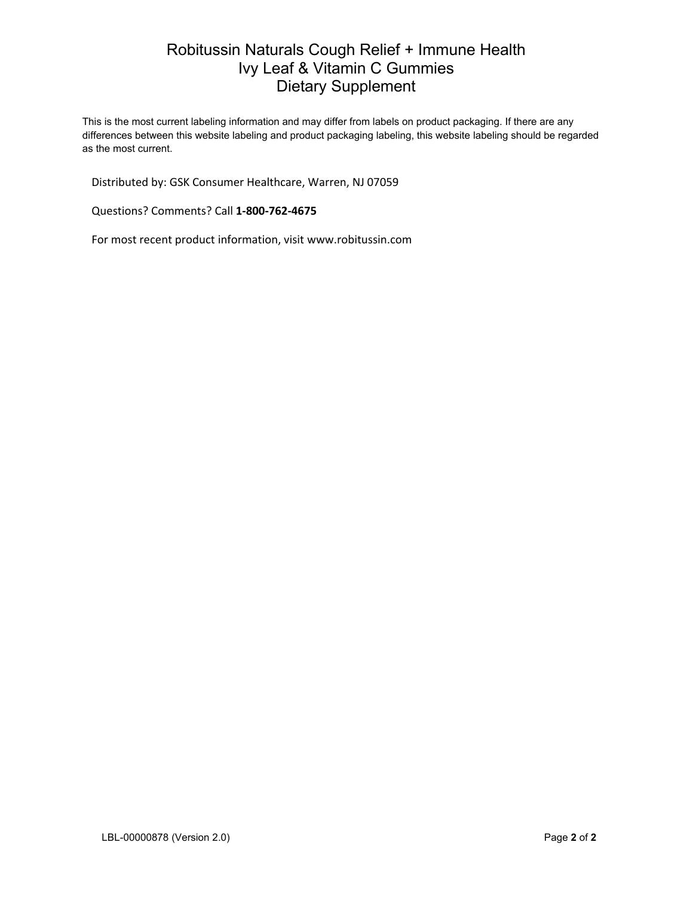# Robitussin Naturals Cough Relief + Immune Health
# Ivy Leaf & Vitamin C Gummies
# Dietary Supplement

This is the most current labeling information and may differ from labels on product packaging. If there are any differences between this website labeling and product packaging labeling, this website labeling should be regarded as the most current.

Distributed by: GSK Consumer Healthcare, Warren, NJ 07059

Questions? Comments? Call **1-800-762-4675**

For most recent product information, visit www.robitussin.com

LBL-00000878 (Version 2.0)